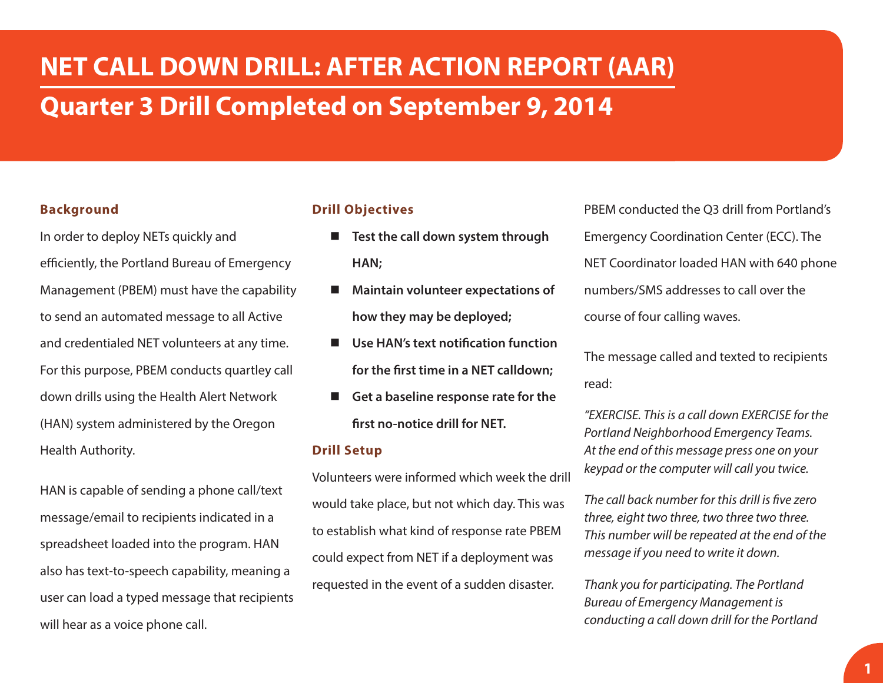# NET CALL DOWN DRILL: AFTER ACTION REPORT (AAR)

## Quarter 3 Drill Completed on September 9, 2014

### Background

In order to deploy NETs quickly and efficiently, the Portland Bureau of Emergency Management (PBEM) must have the capability to send an automated message to all Active and credentialed NET volunteers at any time. For this purpose, PBEM conducts quartley call down drills using the Health Alert Network (HAN) system administered by the Oregon Health Authority.

HAN is capable of sending a phone call/text message/email to recipients indicated in a spreadsheet loaded into the program. HAN also has text-to-speech capability, meaning a user can load a typed message that recipients will hear as a voice phone call.

### Drill Objectives

- **Test the call down system through HAN;**
- **Maintain volunteer expectations of how they may be deployed;**
- **Use HAN's text notification function for the first time in a NET calldown;**
- **Get a baseline response rate for the first no-notice drill for NET.**

### Drill Setup

Volunteers were informed which week the drill would take place, but not which day. This was to establish what kind of response rate PBEM could expect from NET if a deployment was requested in the event of a sudden disaster.

PBEM conducted the Q3 drill from Portland's Emergency Coordination Center (ECC). The NET Coordinator loaded HAN with 640 phone numbers/SMS addresses to call over the course of four calling waves.

The message called and texted to recipients read:

*"EXERCISE. This is a call down EXERCISE for the Portland Neighborhood Emergency Teams. At the end of this message press one on your keypad or the computer will call you twice.*

*The call back number for this drill is five zero three, eight two three, two three two three. This number will be repeated at the end of the message if you need to write it down.*

*Thank you for participating. The Portland Bureau of Emergency Management is conducting a call down drill for the Portland*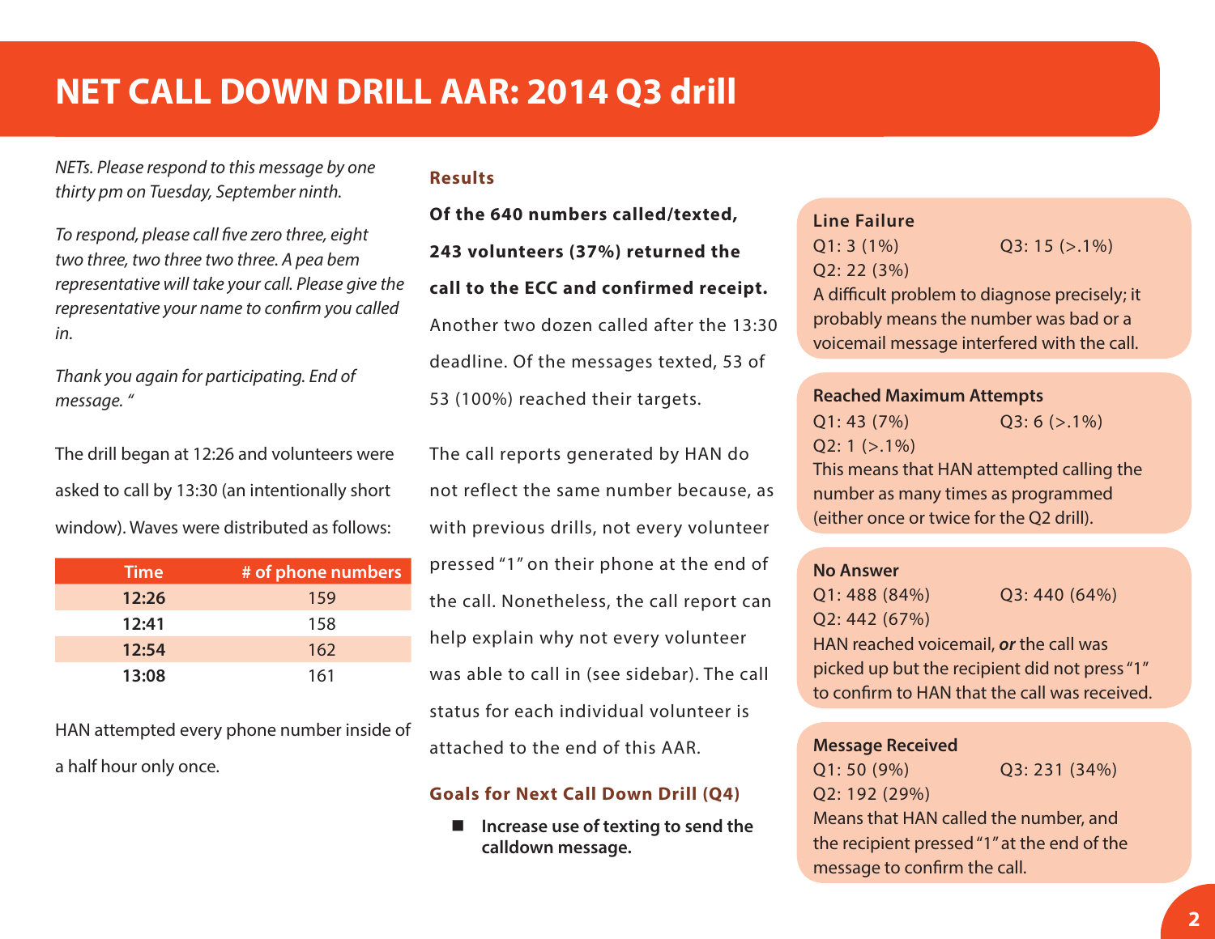# NET CALL DOWN DRILL AAR: 2014 Q3 drill

*NETs. Please respond to this message by one thirty pm on Tuesday, September ninth.*

*To respond, please call five zero three, eight two three, two three two three. A pea bem representative will take your call. Please give the representative your name to confirm you called in.*

*Thank you again for participating. End of message. "*

The drill began at 12:26 and volunteers were asked to call by 13:30 (an intentionally short window). Waves were distributed as follows:

| Time | # of phone numbers |
|---|---|
| 12:26 | 159 |
| 12:41 | 158 |
| 12:54 | 162 |
| 13:08 | 161 |

HAN attempted every phone number inside of a half hour only once.

## Results

**Of the 640 numbers called/texted, 243 volunteers (37%) returned the call to the ECC and confirmed receipt.** Another two dozen called after the 13:30 deadline. Of the messages texted, 53 of 53 (100%) reached their targets.

The call reports generated by HAN do not reflect the same number because, as with previous drills, not every volunteer pressed "1" on their phone at the end of the call. Nonetheless, the call report can help explain why not every volunteer was able to call in (see sidebar). The call status for each individual volunteer is attached to the end of this AAR.

## Goals for Next Call Down Drill (Q4)

- **Increase use of texting to send the calldown message.**

### Line Failure

Q1: 3 (1%)
Q2: 22 (3%)
Q3: 15 (>.1%)

A difficult problem to diagnose precisely; it probably means the number was bad or a voicemail message interfered with the call.

### Reached Maximum Attempts

Q1: 43 (7%)
Q2: 1 (>.1%)
Q3: 6 (>.1%)

This means that HAN attempted calling the number as many times as programmed (either once or twice for the Q2 drill).

### No Answer

Q1: 488 (84%)
Q2: 442 (67%)
Q3: 440 (64%)

HAN reached voicemail, ***or*** the call was picked up but the recipient did not press "1" to confirm to HAN that the call was received.

### Message Received

Q1: 50 (9%)
Q2: 192 (29%)
Q3: 231 (34%)

Means that HAN called the number, and the recipient pressed "1" at the end of the message to confirm the call.